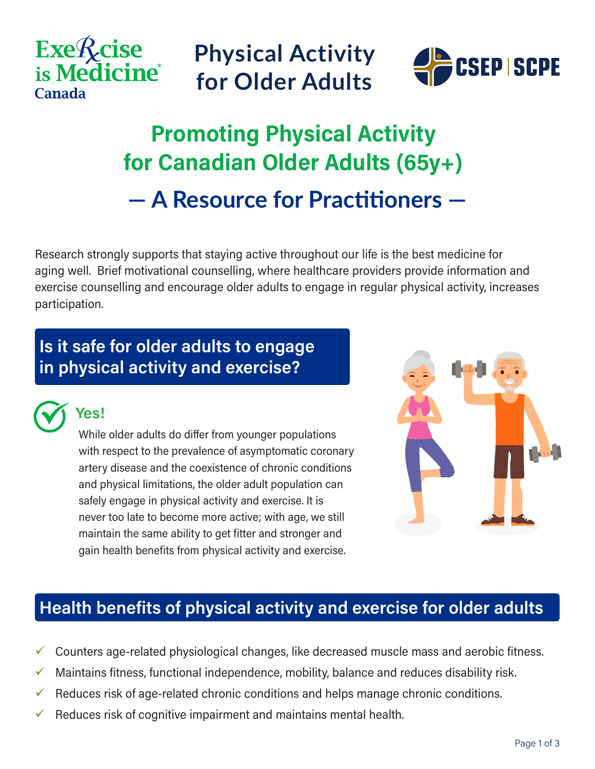Exercise is Medicine Canada

# Physical Activity for Older Adults

CSEP | SCPE

## Promoting Physical Activity for Canadian Older Adults (65y+)

## — A Resource for Practitioners —

Research strongly supports that staying active throughout our life is the best medicine for aging well. Brief motivational counselling, where healthcare providers provide information and exercise counselling and encourage older adults to engage in regular physical activity, increases participation.

## Is it safe for older adults to engage in physical activity and exercise?

**Yes!**

While older adults do differ from younger populations with respect to the prevalence of asymptomatic coronary artery disease and the coexistence of chronic conditions and physical limitations, the older adult population can safely engage in physical activity and exercise. It is never too late to become more active; with age, we still maintain the same ability to get fitter and stronger and gain health benefits from physical activity and exercise.

## Health benefits of physical activity and exercise for older adults

- ✓ Counters age-related physiological changes, like decreased muscle mass and aerobic fitness.
- ✓ Maintains fitness, functional independence, mobility, balance and reduces disability risk.
- ✓ Reduces risk of age-related chronic conditions and helps manage chronic conditions.
- ✓ Reduces risk of cognitive impairment and maintains mental health.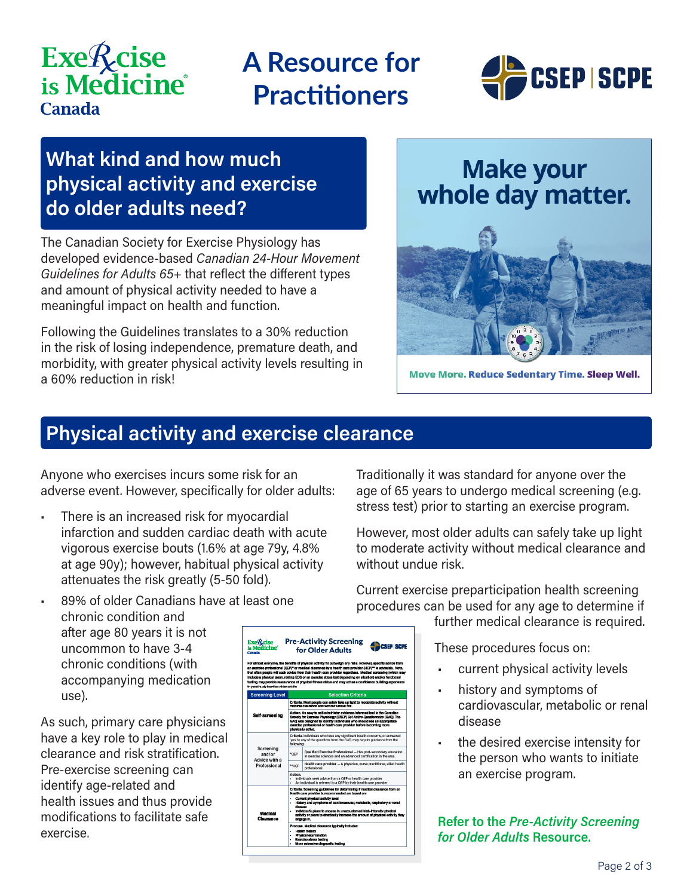# A Resource for Practitioners

## What kind and how much physical activity and exercise do older adults need?

The Canadian Society for Exercise Physiology has developed evidence-based *Canadian 24-Hour Movement Guidelines for Adults 65+* that reflect the different types and amount of physical activity needed to have a meaningful impact on health and function.

Following the Guidelines translates to a 30% reduction in the risk of losing independence, premature death, and morbidity, with greater physical activity levels resulting in a 60% reduction in risk!

**Make your whole day matter.**

Move More. Reduce Sedentary Time. Sleep Well.

## Physical activity and exercise clearance

Anyone who exercises incurs some risk for an adverse event. However, specifically for older adults:

- There is an increased risk for myocardial infarction and sudden cardiac death with acute vigorous exercise bouts (1.6% at age 79y, 4.8% at age 90y); however, habitual physical activity attenuates the risk greatly (5-50 fold).
- 89% of older Canadians have at least one chronic condition and after age 80 years it is not uncommon to have 3-4 chronic conditions (with accompanying medication use).

As such, primary care physicians have a key role to play in medical clearance and risk stratification. Pre-exercise screening can identify age-related and health issues and thus provide modifications to facilitate safe exercise.

Traditionally it was standard for anyone over the age of 65 years to undergo medical screening (e.g. stress test) prior to starting an exercise program.

However, most older adults can safely take up light to moderate activity without medical clearance and without undue risk.

Current exercise preparticipation health screening procedures can be used for any age to determine if further medical clearance is required.

These procedures focus on:

- current physical activity levels
- history and symptoms of cardiovascular, metabolic or renal disease
- the desired exercise intensity for the person who wants to initiate an exercise program.

**Refer to the *Pre-Activity Screening for Older Adults* Resource.**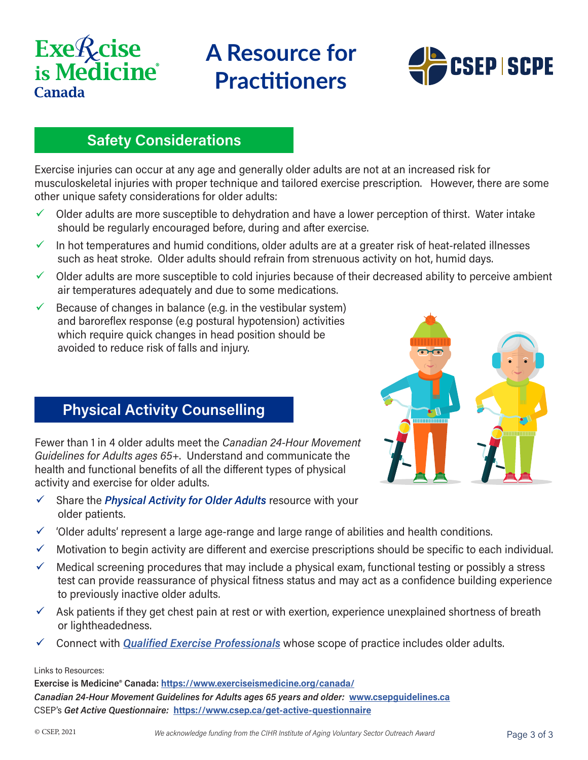Exercise is Medicine® Canada

# A Resource for Practitioners

CSEP | SCPE

## Safety Considerations

Exercise injuries can occur at any age and generally older adults are not at an increased risk for musculoskeletal injuries with proper technique and tailored exercise prescription. However, there are some other unique safety considerations for older adults:

- ✓ Older adults are more susceptible to dehydration and have a lower perception of thirst. Water intake should be regularly encouraged before, during and after exercise.
- ✓ In hot temperatures and humid conditions, older adults are at a greater risk of heat-related illnesses such as heat stroke. Older adults should refrain from strenuous activity on hot, humid days.
- ✓ Older adults are more susceptible to cold injuries because of their decreased ability to perceive ambient air temperatures adequately and due to some medications.
- ✓ Because of changes in balance (e.g. in the vestibular system) and baroreflex response (e.g postural hypotension) activities which require quick changes in head position should be avoided to reduce risk of falls and injury.

## Physical Activity Counselling

Fewer than 1 in 4 older adults meet the *Canadian 24-Hour Movement Guidelines for Adults ages 65+*. Understand and communicate the health and functional benefits of all the different types of physical activity and exercise for older adults.

- ✓ Share the ***Physical Activity for Older Adults*** resource with your older patients.
- ✓ 'Older adults' represent a large age-range and large range of abilities and health conditions.
- ✓ Motivation to begin activity are different and exercise prescriptions should be specific to each individual.
- ✓ Medical screening procedures that may include a physical exam, functional testing or possibly a stress test can provide reassurance of physical fitness status and may act as a confidence building experience to previously inactive older adults.
- ✓ Ask patients if they get chest pain at rest or with exertion, experience unexplained shortness of breath or lightheadedness.
- ✓ Connect with ***Qualified Exercise Professionals*** whose scope of practice includes older adults.

Links to Resources:

**Exercise is Medicine® Canada: https://www.exerciseismedicine.org/canada/**

***Canadian 24-Hour Movement Guidelines for Adults ages 65 years and older:*** **www.csepguidelines.ca**

CSEP's ***Get Active Questionnaire:*** **https://www.csep.ca/get-active-questionnaire**

© CSEP, 2021

*We acknowledge funding from the CIHR Institute of Aging Voluntary Sector Outreach Award*